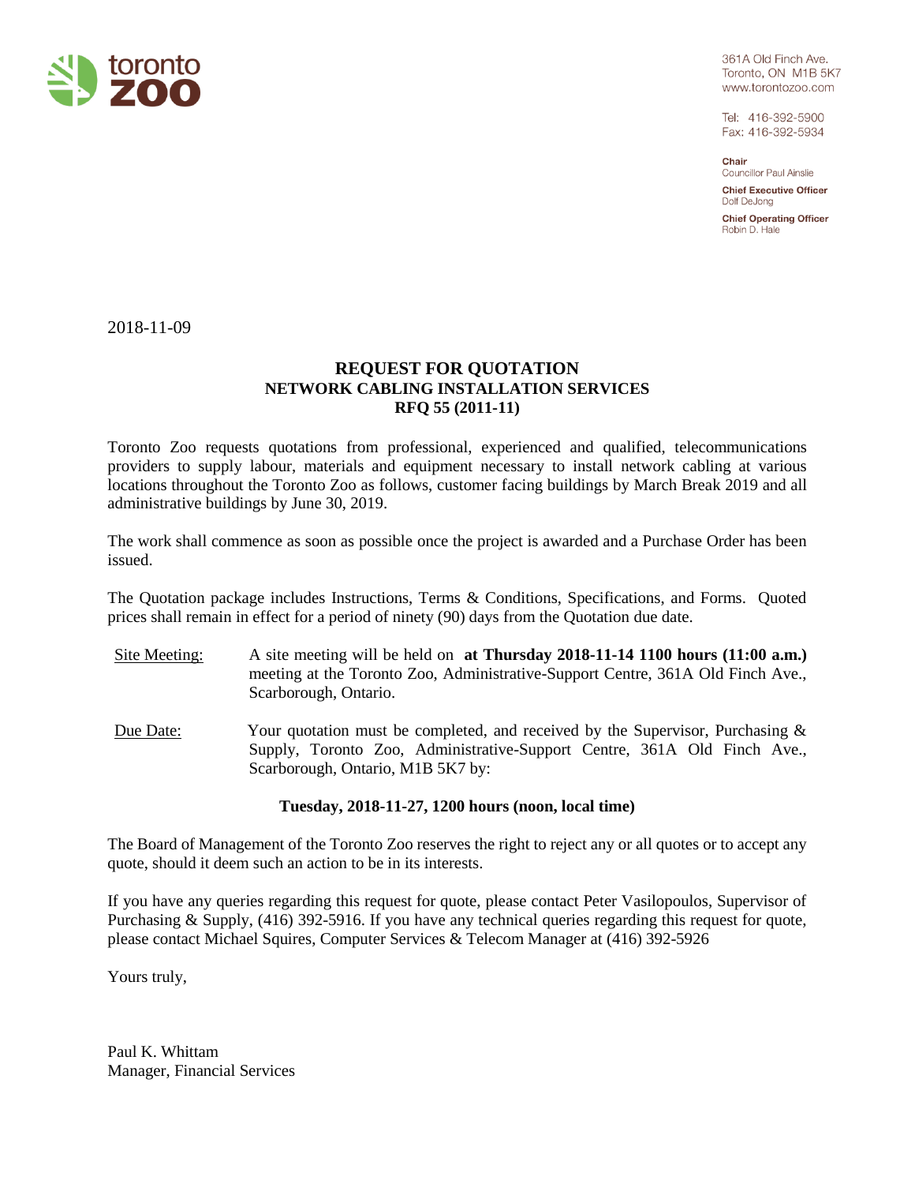toronto zoo

361A Old Finch Ave.
Toronto, ON M1B 5K7
www.torontozoo.com

Tel: 416-392-5900
Fax: 416-392-5934

**Chair**
Councillor Paul Ainslie

**Chief Executive Officer**
Dolf DeJong

**Chief Operating Officer**
Robin D. Hale

2018-11-09

## REQUEST FOR QUOTATION
## NETWORK CABLING INSTALLATION SERVICES
## RFQ 55 (2011-11)

Toronto Zoo requests quotations from professional, experienced and qualified, telecommunications providers to supply labour, materials and equipment necessary to install network cabling at various locations throughout the Toronto Zoo as follows, customer facing buildings by March Break 2019 and all administrative buildings by June 30, 2019.

The work shall commence as soon as possible once the project is awarded and a Purchase Order has been issued.

The Quotation package includes Instructions, Terms & Conditions, Specifications, and Forms. Quoted prices shall remain in effect for a period of ninety (90) days from the Quotation due date.

Site Meeting: A site meeting will be held on **at Thursday 2018-11-14 1100 hours (11:00 a.m.)** meeting at the Toronto Zoo, Administrative-Support Centre, 361A Old Finch Ave., Scarborough, Ontario.

Due Date: Your quotation must be completed, and received by the Supervisor, Purchasing & Supply, Toronto Zoo, Administrative-Support Centre, 361A Old Finch Ave., Scarborough, Ontario, M1B 5K7 by:

**Tuesday, 2018-11-27, 1200 hours (noon, local time)**

The Board of Management of the Toronto Zoo reserves the right to reject any or all quotes or to accept any quote, should it deem such an action to be in its interests.

If you have any queries regarding this request for quote, please contact Peter Vasilopoulos, Supervisor of Purchasing & Supply, (416) 392-5916. If you have any technical queries regarding this request for quote, please contact Michael Squires, Computer Services & Telecom Manager at (416) 392-5926

Yours truly,

Paul K. Whittam
Manager, Financial Services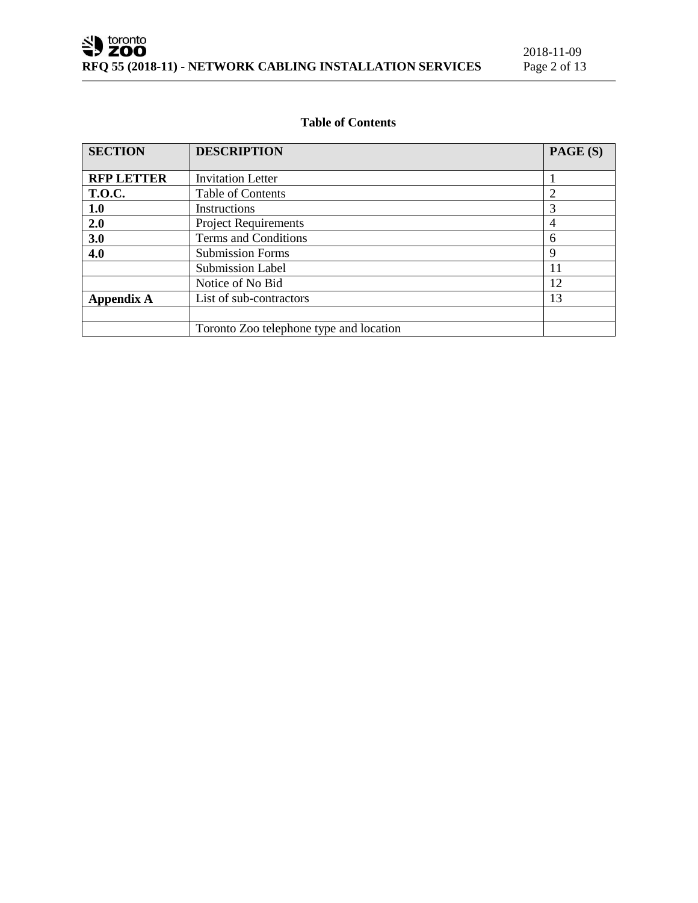**Table of Contents**

| SECTION | DESCRIPTION | PAGE (S) |
|---|---|---|
| **RFP LETTER** | Invitation Letter | 1 |
| **T.O.C.** | Table of Contents | 2 |
| **1.0** | Instructions | 3 |
| **2.0** | Project Requirements | 4 |
| **3.0** | Terms and Conditions | 6 |
| **4.0** | Submission Forms | 9 |
| | Submission Label | 11 |
| | Notice of No Bid | 12 |
| **Appendix A** | List of sub-contractors | 13 |
| | | |
| | Toronto Zoo telephone type and location | |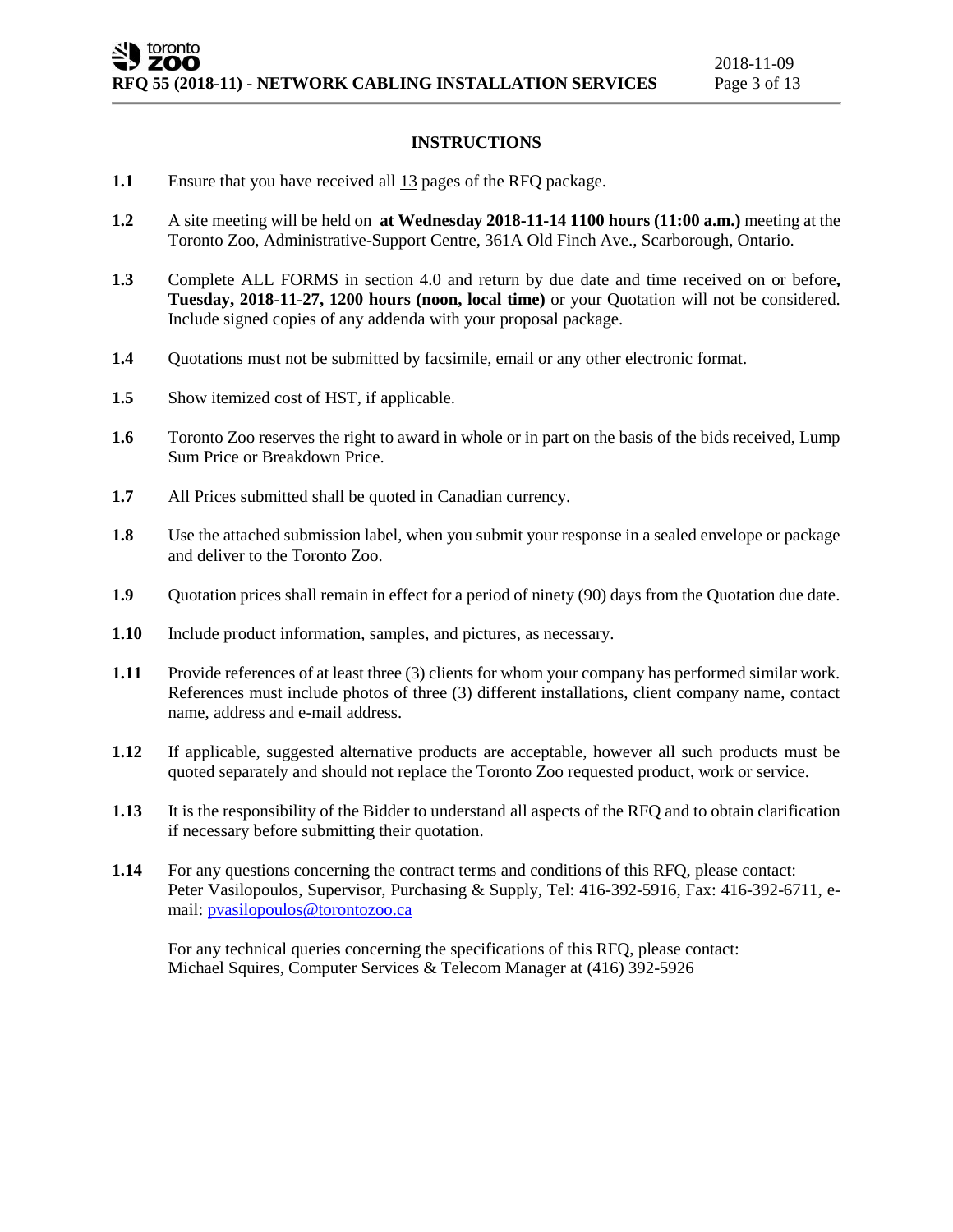## INSTRUCTIONS

**1.1** Ensure that you have received all 13 pages of the RFQ package.

**1.2** A site meeting will be held on **at Wednesday 2018-11-14 1100 hours (11:00 a.m.)** meeting at the Toronto Zoo, Administrative-Support Centre, 361A Old Finch Ave., Scarborough, Ontario.

**1.3** Complete ALL FORMS in section 4.0 and return by due date and time received on or before**, Tuesday, 2018-11-27, 1200 hours (noon, local time)** or your Quotation will not be considered. Include signed copies of any addenda with your proposal package.

**1.4** Quotations must not be submitted by facsimile, email or any other electronic format.

**1.5** Show itemized cost of HST, if applicable.

**1.6** Toronto Zoo reserves the right to award in whole or in part on the basis of the bids received, Lump Sum Price or Breakdown Price.

**1.7** All Prices submitted shall be quoted in Canadian currency.

**1.8** Use the attached submission label, when you submit your response in a sealed envelope or package and deliver to the Toronto Zoo.

**1.9** Quotation prices shall remain in effect for a period of ninety (90) days from the Quotation due date.

**1.10** Include product information, samples, and pictures, as necessary.

**1.11** Provide references of at least three (3) clients for whom your company has performed similar work. References must include photos of three (3) different installations, client company name, contact name, address and e-mail address.

**1.12** If applicable, suggested alternative products are acceptable, however all such products must be quoted separately and should not replace the Toronto Zoo requested product, work or service.

**1.13** It is the responsibility of the Bidder to understand all aspects of the RFQ and to obtain clarification if necessary before submitting their quotation.

**1.14** For any questions concerning the contract terms and conditions of this RFQ, please contact: Peter Vasilopoulos, Supervisor, Purchasing & Supply, Tel: 416-392-5916, Fax: 416-392-6711, e-mail: pvasilopoulos@torontozoo.ca

For any technical queries concerning the specifications of this RFQ, please contact: Michael Squires, Computer Services & Telecom Manager at (416) 392-5926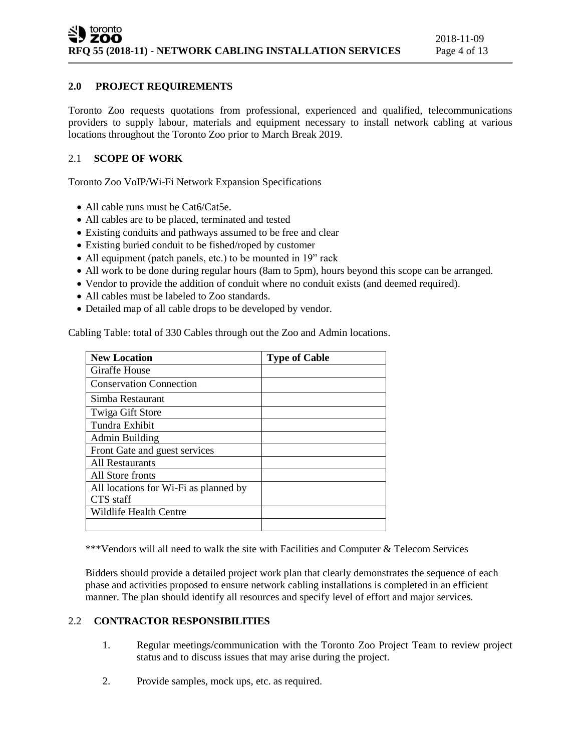## 2.0 PROJECT REQUIREMENTS

Toronto Zoo requests quotations from professional, experienced and qualified, telecommunications providers to supply labour, materials and equipment necessary to install network cabling at various locations throughout the Toronto Zoo prior to March Break 2019.

### 2.1 SCOPE OF WORK

Toronto Zoo VoIP/Wi-Fi Network Expansion Specifications

- All cable runs must be Cat6/Cat5e.
- All cables are to be placed, terminated and tested
- Existing conduits and pathways assumed to be free and clear
- Existing buried conduit to be fished/roped by customer
- All equipment (patch panels, etc.) to be mounted in 19" rack
- All work to be done during regular hours (8am to 5pm), hours beyond this scope can be arranged.
- Vendor to provide the addition of conduit where no conduit exists (and deemed required).
- All cables must be labeled to Zoo standards.
- Detailed map of all cable drops to be developed by vendor.

Cabling Table: total of 330 Cables through out the Zoo and Admin locations.

| New Location | Type of Cable |
|---|---|
| Giraffe House | |
| Conservation Connection | |
| Simba Restaurant | |
| Twiga Gift Store | |
| Tundra Exhibit | |
| Admin Building | |
| Front Gate and guest services | |
| All Restaurants | |
| All Store fronts | |
| All locations for Wi-Fi as planned by CTS staff | |
| Wildlife Health Centre | |
| | |

***Vendors will all need to walk the site with Facilities and Computer & Telecom Services

Bidders should provide a detailed project work plan that clearly demonstrates the sequence of each phase and activities proposed to ensure network cabling installations is completed in an efficient manner. The plan should identify all resources and specify level of effort and major services.

### 2.2 CONTRACTOR RESPONSIBILITIES

1. Regular meetings/communication with the Toronto Zoo Project Team to review project status and to discuss issues that may arise during the project.
2. Provide samples, mock ups, etc. as required.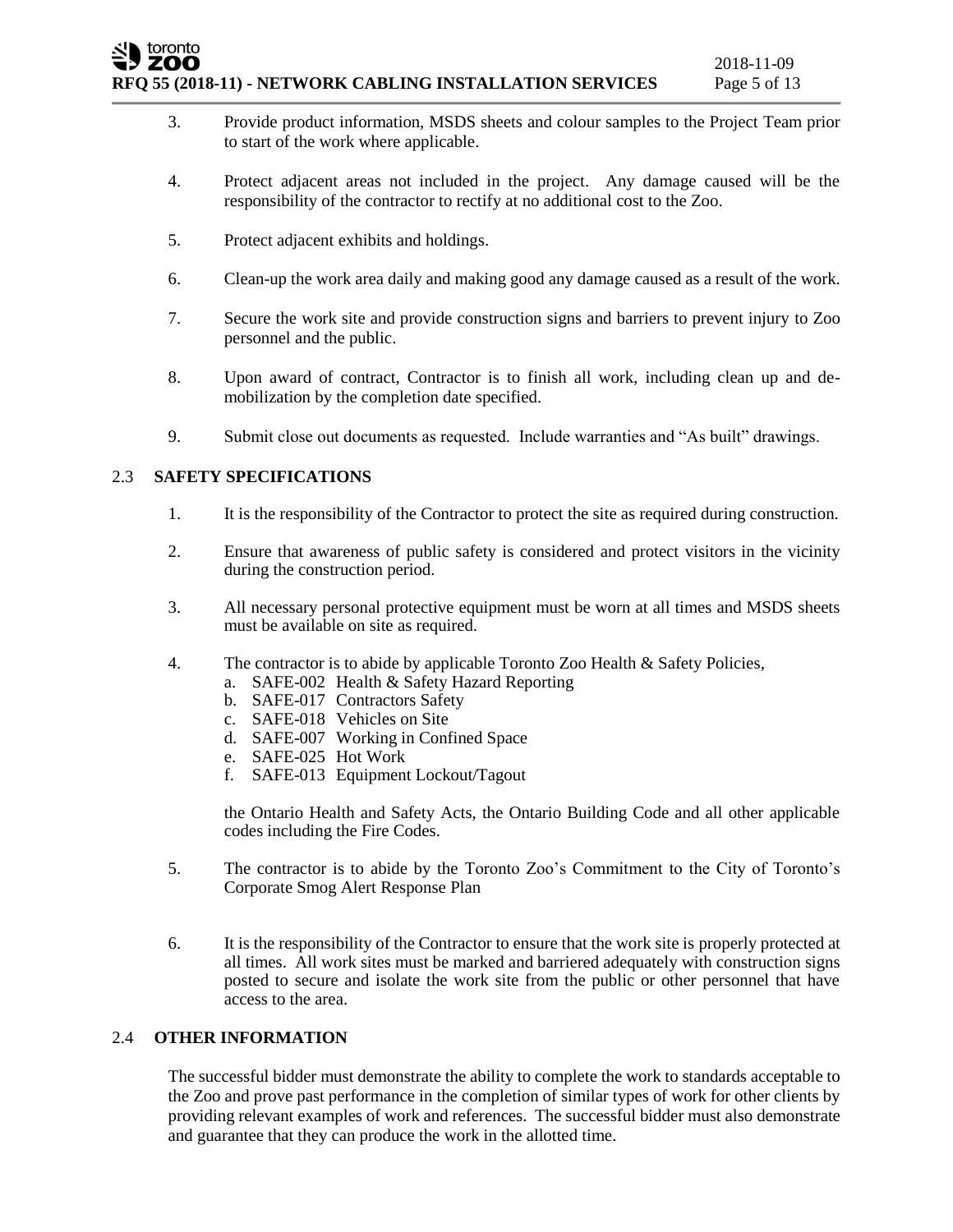3. Provide product information, MSDS sheets and colour samples to the Project Team prior to start of the work where applicable.

4. Protect adjacent areas not included in the project. Any damage caused will be the responsibility of the contractor to rectify at no additional cost to the Zoo.

5. Protect adjacent exhibits and holdings.

6. Clean-up the work area daily and making good any damage caused as a result of the work.

7. Secure the work site and provide construction signs and barriers to prevent injury to Zoo personnel and the public.

8. Upon award of contract, Contractor is to finish all work, including clean up and de-mobilization by the completion date specified.

9. Submit close out documents as requested. Include warranties and "As built" drawings.

## 2.3 SAFETY SPECIFICATIONS

1. It is the responsibility of the Contractor to protect the site as required during construction.

2. Ensure that awareness of public safety is considered and protect visitors in the vicinity during the construction period.

3. All necessary personal protective equipment must be worn at all times and MSDS sheets must be available on site as required.

4. The contractor is to abide by applicable Toronto Zoo Health & Safety Policies,
   a. SAFE-002 Health & Safety Hazard Reporting
   b. SAFE-017 Contractors Safety
   c. SAFE-018 Vehicles on Site
   d. SAFE-007 Working in Confined Space
   e. SAFE-025 Hot Work
   f. SAFE-013 Equipment Lockout/Tagout

   the Ontario Health and Safety Acts, the Ontario Building Code and all other applicable codes including the Fire Codes.

5. The contractor is to abide by the Toronto Zoo's Commitment to the City of Toronto's Corporate Smog Alert Response Plan

6. It is the responsibility of the Contractor to ensure that the work site is properly protected at all times. All work sites must be marked and barriered adequately with construction signs posted to secure and isolate the work site from the public or other personnel that have access to the area.

## 2.4 OTHER INFORMATION

The successful bidder must demonstrate the ability to complete the work to standards acceptable to the Zoo and prove past performance in the completion of similar types of work for other clients by providing relevant examples of work and references. The successful bidder must also demonstrate and guarantee that they can produce the work in the allotted time.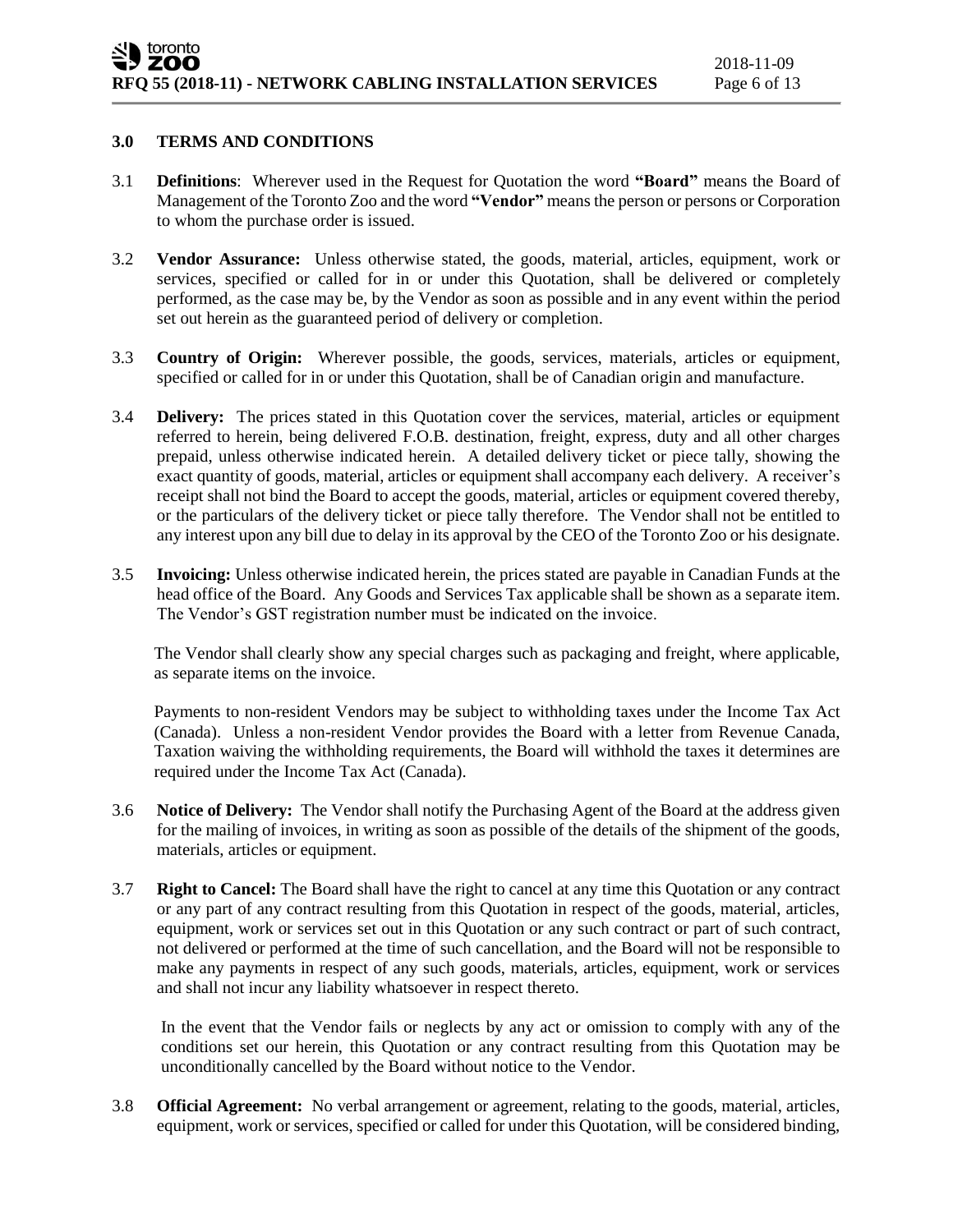## 3.0 TERMS AND CONDITIONS

3.1 **Definitions**: Wherever used in the Request for Quotation the word **"Board"** means the Board of Management of the Toronto Zoo and the word **"Vendor"** means the person or persons or Corporation to whom the purchase order is issued.

3.2 **Vendor Assurance:** Unless otherwise stated, the goods, material, articles, equipment, work or services, specified or called for in or under this Quotation, shall be delivered or completely performed, as the case may be, by the Vendor as soon as possible and in any event within the period set out herein as the guaranteed period of delivery or completion.

3.3 **Country of Origin:** Wherever possible, the goods, services, materials, articles or equipment, specified or called for in or under this Quotation, shall be of Canadian origin and manufacture.

3.4 **Delivery:** The prices stated in this Quotation cover the services, material, articles or equipment referred to herein, being delivered F.O.B. destination, freight, express, duty and all other charges prepaid, unless otherwise indicated herein. A detailed delivery ticket or piece tally, showing the exact quantity of goods, material, articles or equipment shall accompany each delivery. A receiver's receipt shall not bind the Board to accept the goods, material, articles or equipment covered thereby, or the particulars of the delivery ticket or piece tally therefore. The Vendor shall not be entitled to any interest upon any bill due to delay in its approval by the CEO of the Toronto Zoo or his designate.

3.5 **Invoicing:** Unless otherwise indicated herein, the prices stated are payable in Canadian Funds at the head office of the Board. Any Goods and Services Tax applicable shall be shown as a separate item. The Vendor's GST registration number must be indicated on the invoice.

The Vendor shall clearly show any special charges such as packaging and freight, where applicable, as separate items on the invoice.

Payments to non-resident Vendors may be subject to withholding taxes under the Income Tax Act (Canada). Unless a non-resident Vendor provides the Board with a letter from Revenue Canada, Taxation waiving the withholding requirements, the Board will withhold the taxes it determines are required under the Income Tax Act (Canada).

3.6 **Notice of Delivery:** The Vendor shall notify the Purchasing Agent of the Board at the address given for the mailing of invoices, in writing as soon as possible of the details of the shipment of the goods, materials, articles or equipment.

3.7 **Right to Cancel:** The Board shall have the right to cancel at any time this Quotation or any contract or any part of any contract resulting from this Quotation in respect of the goods, material, articles, equipment, work or services set out in this Quotation or any such contract or part of such contract, not delivered or performed at the time of such cancellation, and the Board will not be responsible to make any payments in respect of any such goods, materials, articles, equipment, work or services and shall not incur any liability whatsoever in respect thereto.

In the event that the Vendor fails or neglects by any act or omission to comply with any of the conditions set our herein, this Quotation or any contract resulting from this Quotation may be unconditionally cancelled by the Board without notice to the Vendor.

3.8 **Official Agreement:** No verbal arrangement or agreement, relating to the goods, material, articles, equipment, work or services, specified or called for under this Quotation, will be considered binding,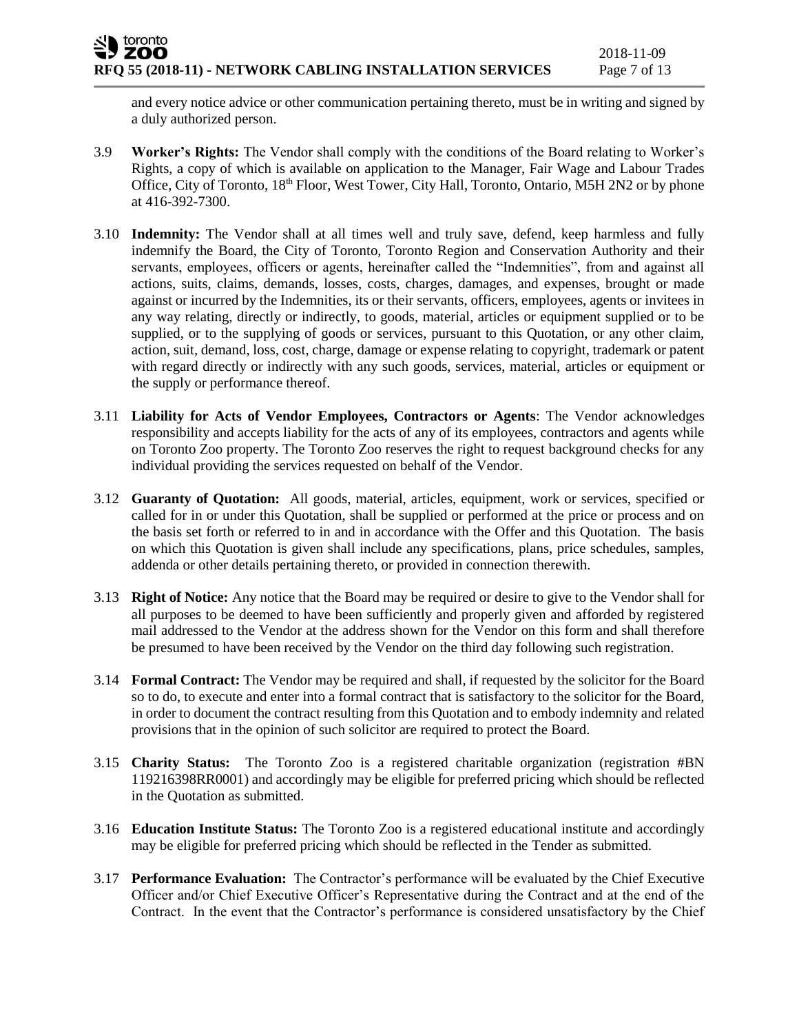and every notice advice or other communication pertaining thereto, must be in writing and signed by a duly authorized person.

3.9 **Worker's Rights:** The Vendor shall comply with the conditions of the Board relating to Worker's Rights, a copy of which is available on application to the Manager, Fair Wage and Labour Trades Office, City of Toronto, 18th Floor, West Tower, City Hall, Toronto, Ontario, M5H 2N2 or by phone at 416-392-7300.

3.10 **Indemnity:** The Vendor shall at all times well and truly save, defend, keep harmless and fully indemnify the Board, the City of Toronto, Toronto Region and Conservation Authority and their servants, employees, officers or agents, hereinafter called the "Indemnities", from and against all actions, suits, claims, demands, losses, costs, charges, damages, and expenses, brought or made against or incurred by the Indemnities, its or their servants, officers, employees, agents or invitees in any way relating, directly or indirectly, to goods, material, articles or equipment supplied or to be supplied, or to the supplying of goods or services, pursuant to this Quotation, or any other claim, action, suit, demand, loss, cost, charge, damage or expense relating to copyright, trademark or patent with regard directly or indirectly with any such goods, services, material, articles or equipment or the supply or performance thereof.

3.11 **Liability for Acts of Vendor Employees, Contractors or Agents**: The Vendor acknowledges responsibility and accepts liability for the acts of any of its employees, contractors and agents while on Toronto Zoo property. The Toronto Zoo reserves the right to request background checks for any individual providing the services requested on behalf of the Vendor.

3.12 **Guaranty of Quotation:** All goods, material, articles, equipment, work or services, specified or called for in or under this Quotation, shall be supplied or performed at the price or process and on the basis set forth or referred to in and in accordance with the Offer and this Quotation. The basis on which this Quotation is given shall include any specifications, plans, price schedules, samples, addenda or other details pertaining thereto, or provided in connection therewith.

3.13 **Right of Notice:** Any notice that the Board may be required or desire to give to the Vendor shall for all purposes to be deemed to have been sufficiently and properly given and afforded by registered mail addressed to the Vendor at the address shown for the Vendor on this form and shall therefore be presumed to have been received by the Vendor on the third day following such registration.

3.14 **Formal Contract:** The Vendor may be required and shall, if requested by the solicitor for the Board so to do, to execute and enter into a formal contract that is satisfactory to the solicitor for the Board, in order to document the contract resulting from this Quotation and to embody indemnity and related provisions that in the opinion of such solicitor are required to protect the Board.

3.15 **Charity Status:** The Toronto Zoo is a registered charitable organization (registration #BN 119216398RR0001) and accordingly may be eligible for preferred pricing which should be reflected in the Quotation as submitted.

3.16 **Education Institute Status:** The Toronto Zoo is a registered educational institute and accordingly may be eligible for preferred pricing which should be reflected in the Tender as submitted.

3.17 **Performance Evaluation:** The Contractor's performance will be evaluated by the Chief Executive Officer and/or Chief Executive Officer's Representative during the Contract and at the end of the Contract. In the event that the Contractor's performance is considered unsatisfactory by the Chief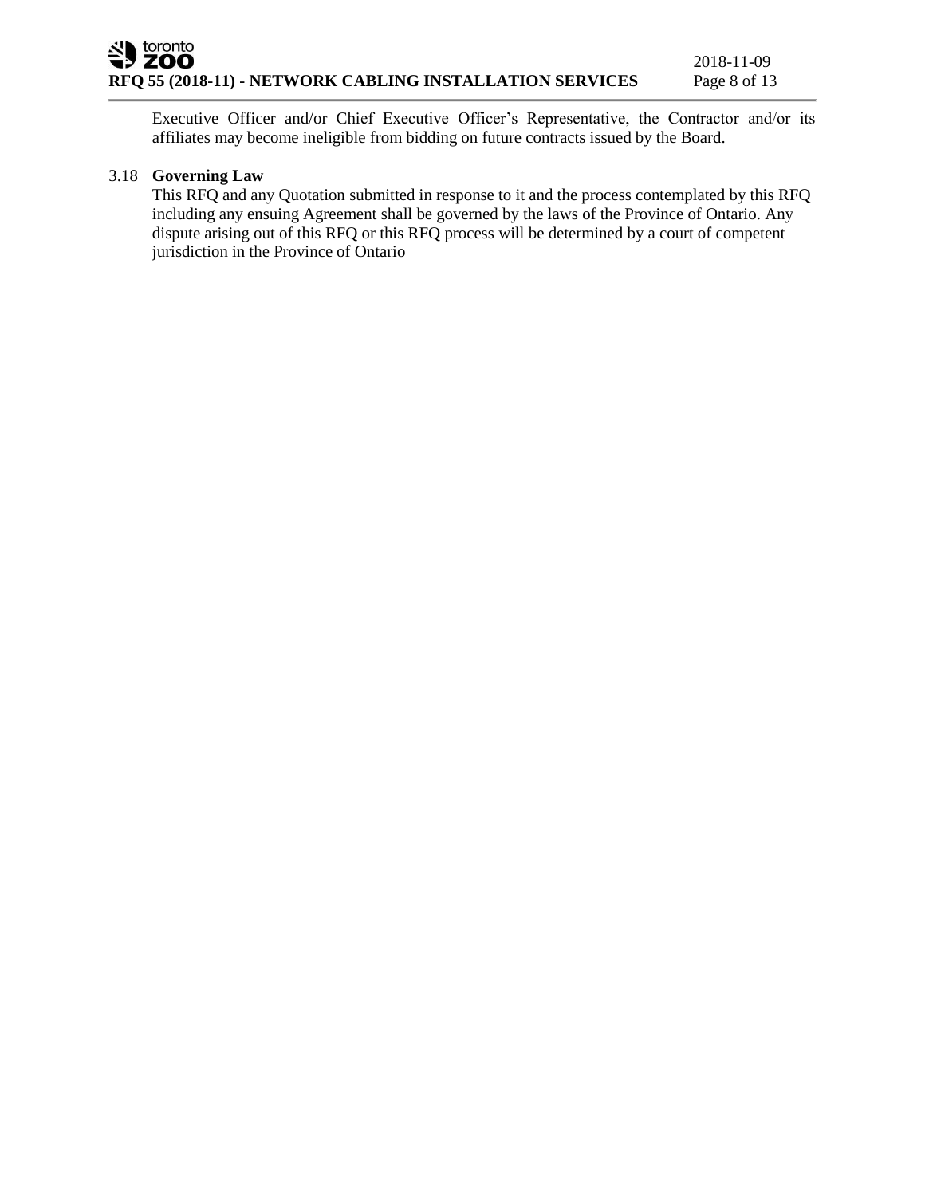Executive Officer and/or Chief Executive Officer's Representative, the Contractor and/or its affiliates may become ineligible from bidding on future contracts issued by the Board.

3.18 **Governing Law**

This RFQ and any Quotation submitted in response to it and the process contemplated by this RFQ including any ensuing Agreement shall be governed by the laws of the Province of Ontario. Any dispute arising out of this RFQ or this RFQ process will be determined by a court of competent jurisdiction in the Province of Ontario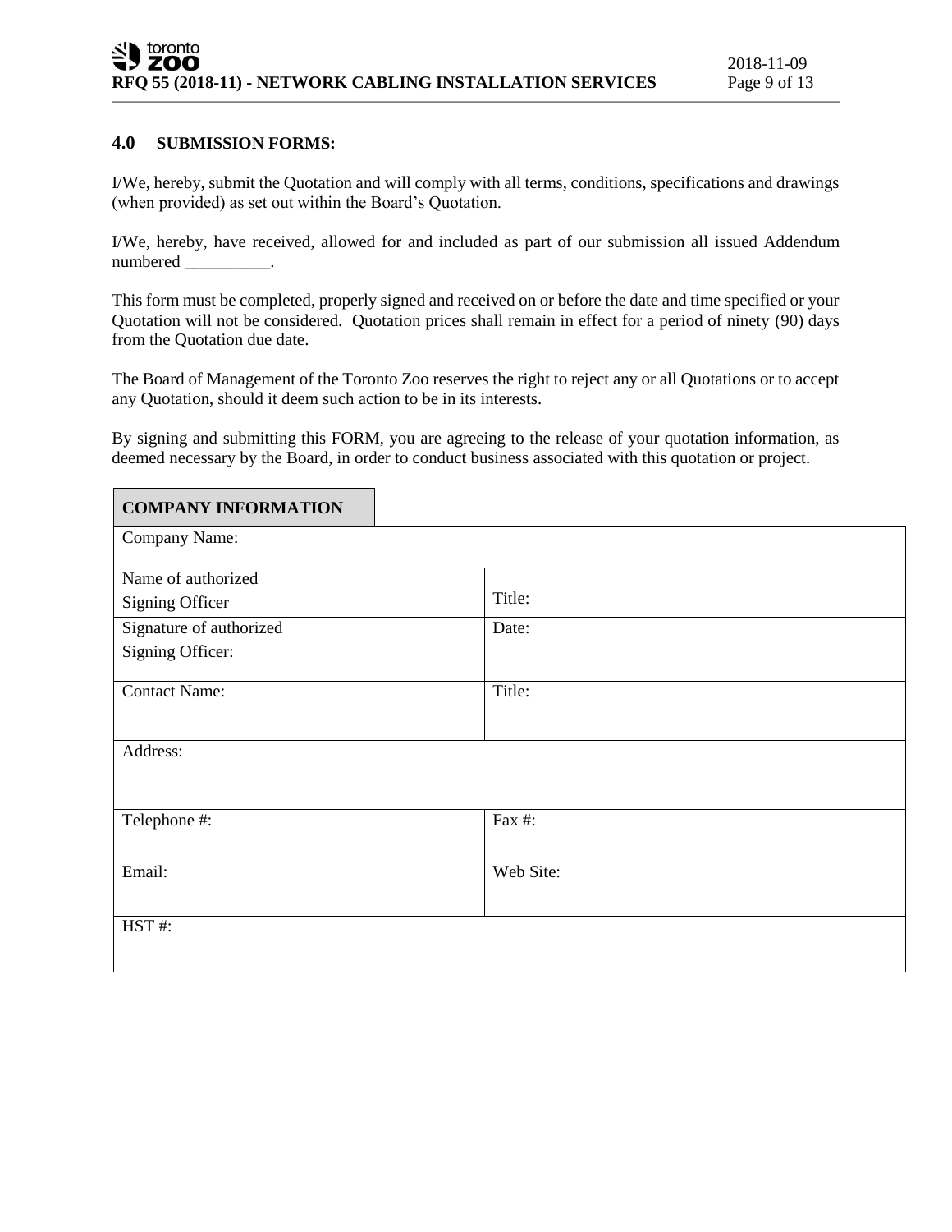## 4.0 SUBMISSION FORMS:

I/We, hereby, submit the Quotation and will comply with all terms, conditions, specifications and drawings (when provided) as set out within the Board's Quotation.

I/We, hereby, have received, allowed for and included as part of our submission all issued Addendum numbered __________.

This form must be completed, properly signed and received on or before the date and time specified or your Quotation will not be considered. Quotation prices shall remain in effect for a period of ninety (90) days from the Quotation due date.

The Board of Management of the Toronto Zoo reserves the right to reject any or all Quotations or to accept any Quotation, should it deem such action to be in its interests.

By signing and submitting this FORM, you are agreeing to the release of your quotation information, as deemed necessary by the Board, in order to conduct business associated with this quotation or project.

| **COMPANY INFORMATION** | |
|---|---|
| Company Name: | |
| Name of authorized Signing Officer | Title: |
| Signature of authorized Signing Officer: | Date: |
| Contact Name: | Title: |
| Address: | |
| Telephone #: | Fax #: |
| Email: | Web Site: |
| HST #: | |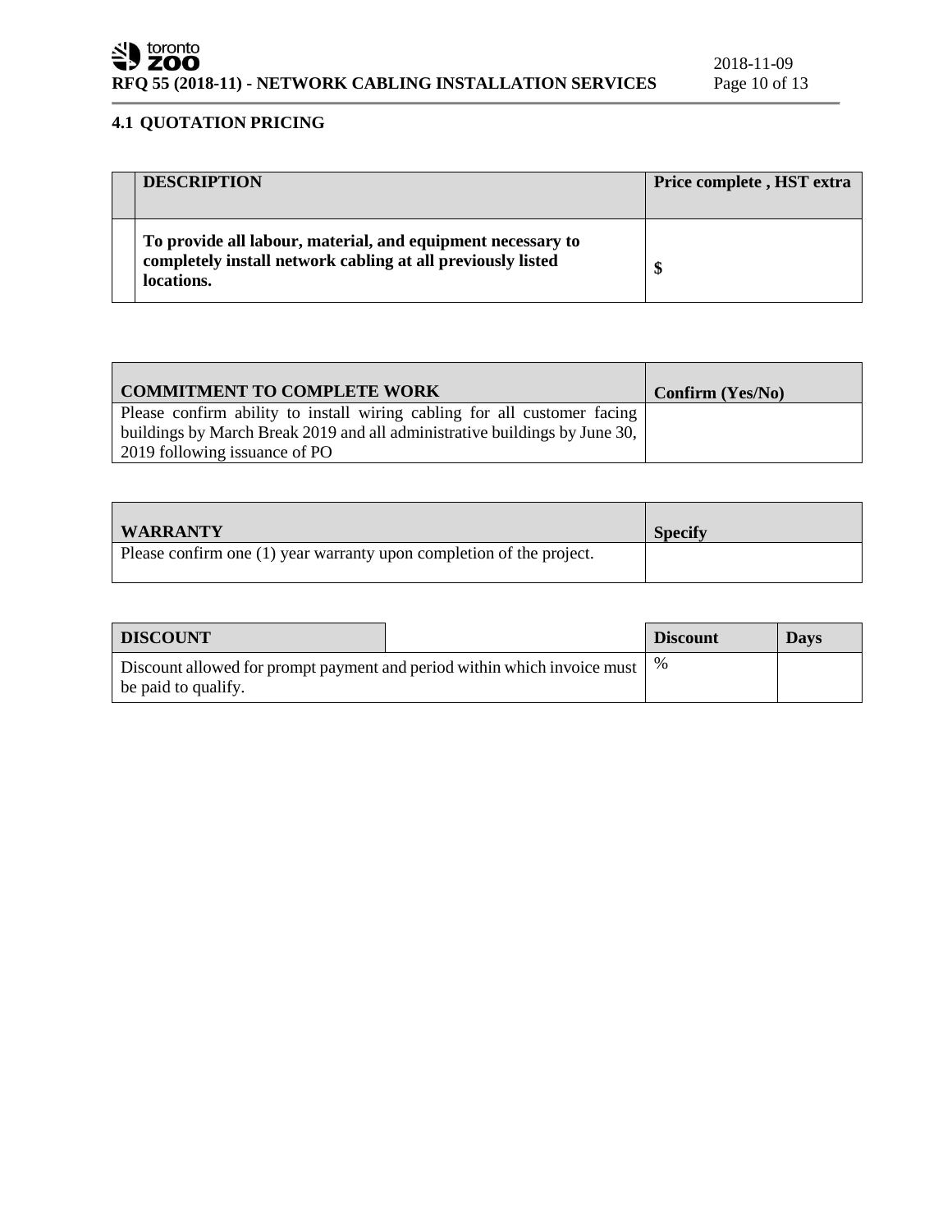## 4.1 QUOTATION PRICING

| | DESCRIPTION | Price complete , HST extra |
|---|---|---|
| | **To provide all labour, material, and equipment necessary to completely install network cabling at all previously listed locations.** | **$** |

| COMMITMENT TO COMPLETE WORK | Confirm (Yes/No) |
|---|---|
| Please confirm ability to install wiring cabling for all customer facing buildings by March Break 2019 and all administrative buildings by June 30, 2019 following issuance of PO | |

| WARRANTY | Specify |
|---|---|
| Please confirm one (1) year warranty upon completion of the project. | |

| DISCOUNT | | Discount | Days |
|---|---|---|---|
| Discount allowed for prompt payment and period within which invoice must be paid to qualify. | | % | |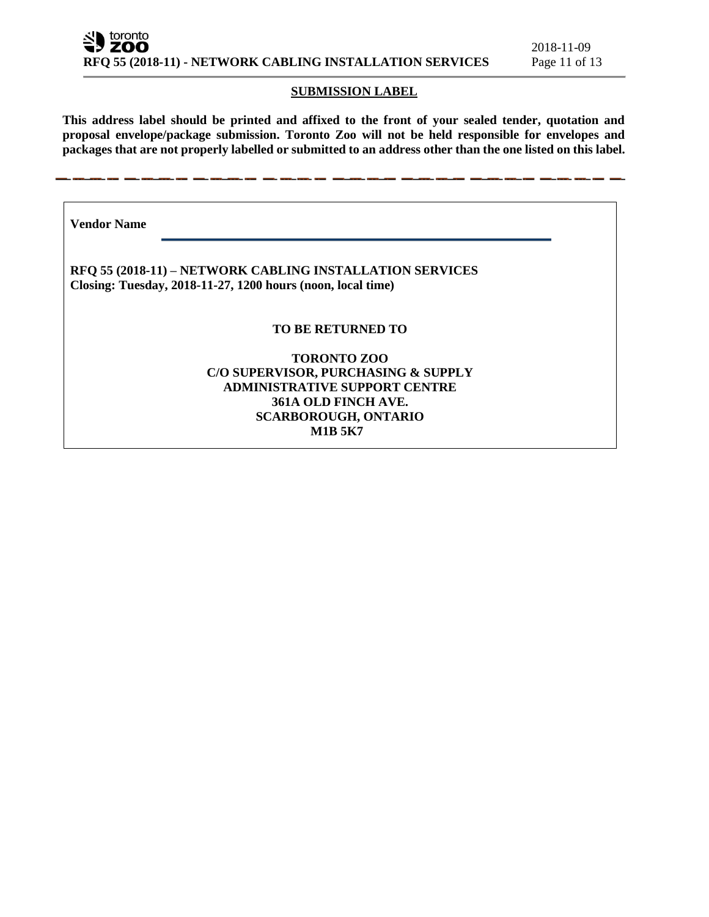## SUBMISSION LABEL

**This address label should be printed and affixed to the front of your sealed tender, quotation and proposal envelope/package submission. Toronto Zoo will not be held responsible for envelopes and packages that are not properly labelled or submitted to an address other than the one listed on this label.**

---

**Vendor Name** ______________________________________________

**RFQ 55 (2018-11) – NETWORK CABLING INSTALLATION SERVICES**
**Closing: Tuesday, 2018-11-27, 1200 hours (noon, local time)**

**TO BE RETURNED TO**

**TORONTO ZOO**
**C/O SUPERVISOR, PURCHASING & SUPPLY**
**ADMINISTRATIVE SUPPORT CENTRE**
**361A OLD FINCH AVE.**
**SCARBOROUGH, ONTARIO**
**M1B 5K7**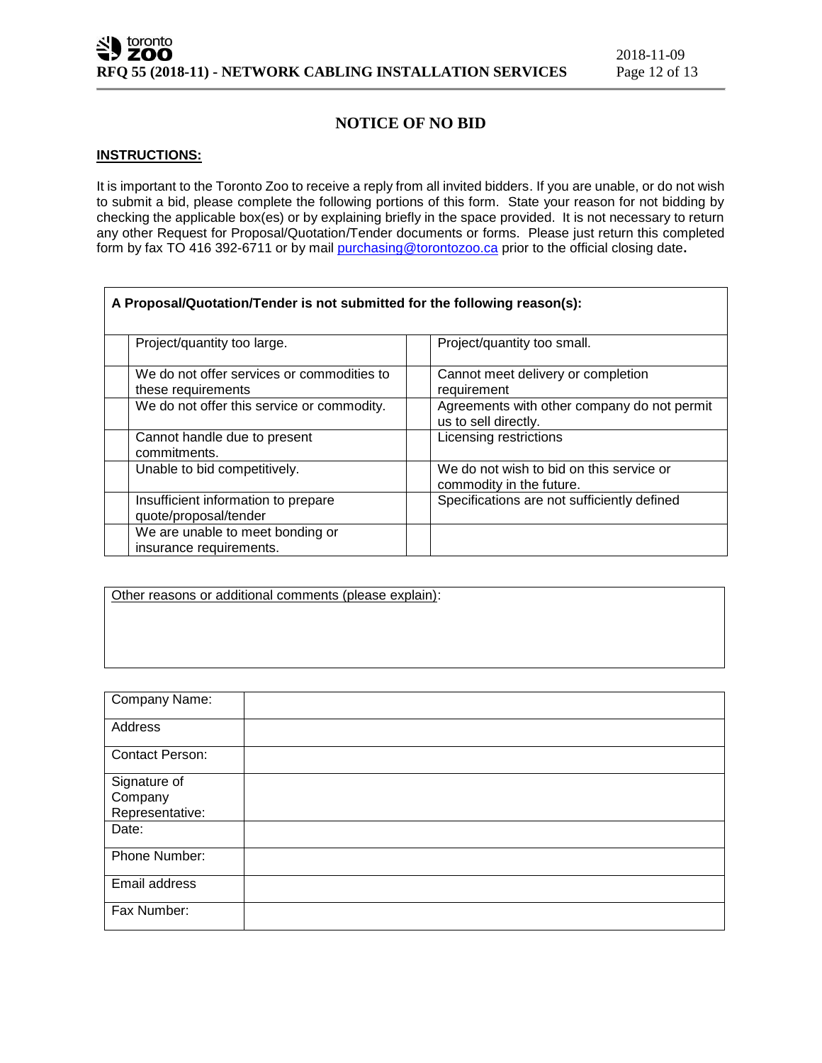# NOTICE OF NO BID

**INSTRUCTIONS:**

It is important to the Toronto Zoo to receive a reply from all invited bidders. If you are unable, or do not wish to submit a bid, please complete the following portions of this form. State your reason for not bidding by checking the applicable box(es) or by explaining briefly in the space provided. It is not necessary to return any other Request for Proposal/Quotation/Tender documents or forms. Please just return this completed form by fax TO 416 392-6711 or by mail purchasing@torontozoo.ca prior to the official closing date**.**

| **A Proposal/Quotation/Tender is not submitted for the following reason(s):** | | | |
|---|---|---|---|
| | Project/quantity too large. | | Project/quantity too small. |
| | We do not offer services or commodities to these requirements | | Cannot meet delivery or completion requirement |
| | We do not offer this service or commodity. | | Agreements with other company do not permit us to sell directly. |
| | Cannot handle due to present commitments. | | Licensing restrictions |
| | Unable to bid competitively. | | We do not wish to bid on this service or commodity in the future. |
| | Insufficient information to prepare quote/proposal/tender | | Specifications are not sufficiently defined |
| | We are unable to meet bonding or insurance requirements. | | |

| Other reasons or additional comments (please explain): |
|---|
| |

| Company Name: | |
|---|---|
| Address | |
| Contact Person: | |
| Signature of Company Representative: | |
| Date: | |
| Phone Number: | |
| Email address | |
| Fax Number: | |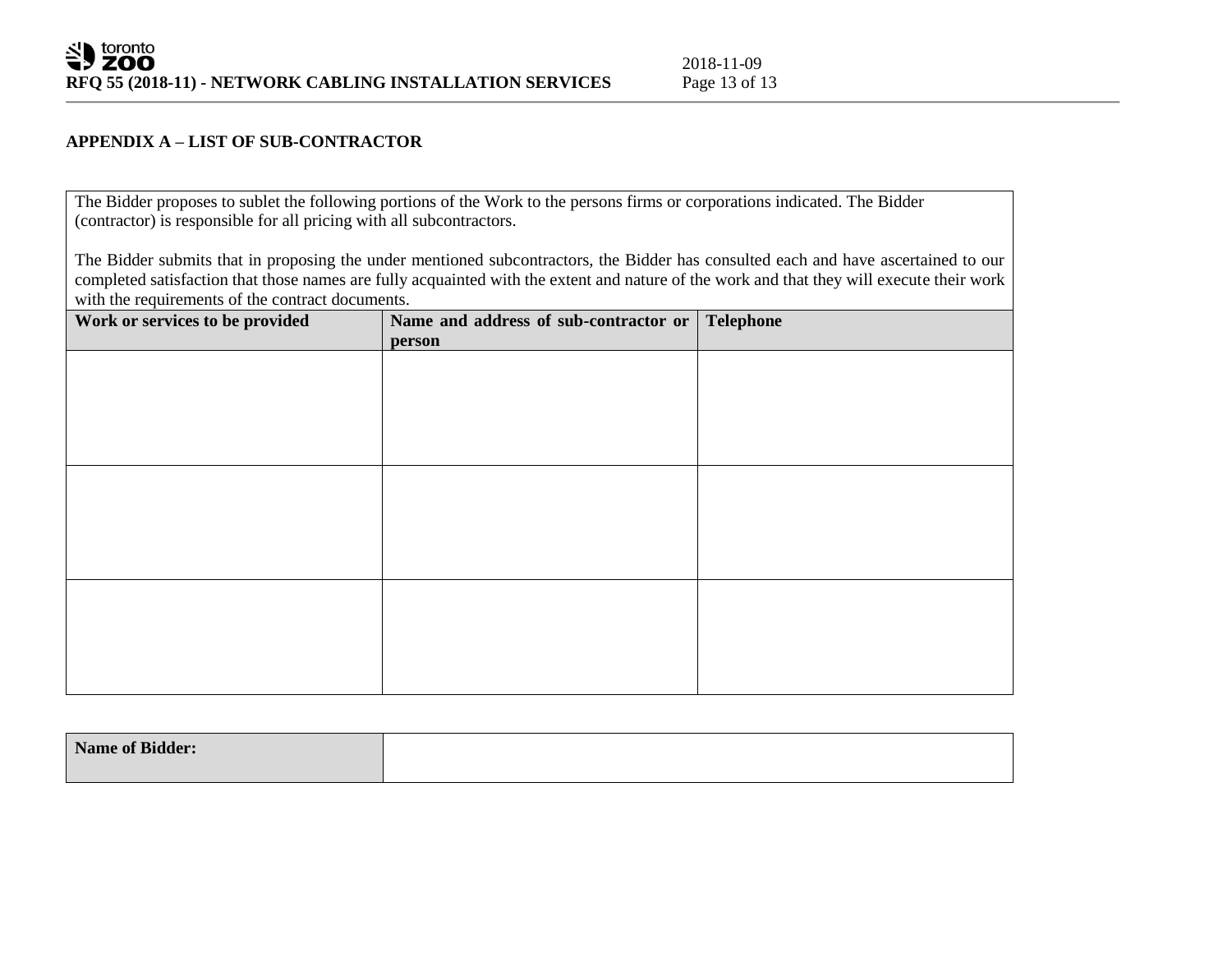## APPENDIX A – LIST OF SUB-CONTRACTOR

The Bidder proposes to sublet the following portions of the Work to the persons firms or corporations indicated. The Bidder (contractor) is responsible for all pricing with all subcontractors.

The Bidder submits that in proposing the under mentioned subcontractors, the Bidder has consulted each and have ascertained to our completed satisfaction that those names are fully acquainted with the extent and nature of the work and that they will execute their work with the requirements of the contract documents.

| Work or services to be provided | Name and address of sub-contractor or person | Telephone |
|---|---|---|
| | | |
| | | |
| | | |

| | |
|---|---|
| **Name of Bidder:** | |